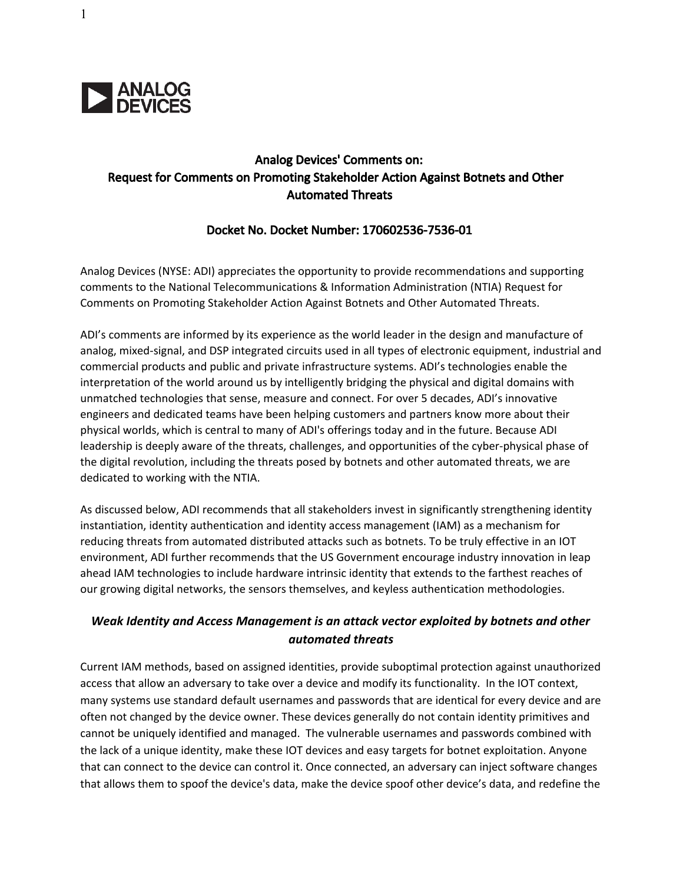ANALOG DEVICES

## Analog Devices' Comments on:
## Request for Comments on Promoting Stakeholder Action Against Botnets and Other Automated Threats

### Docket No. Docket Number: 170602536-7536-01

Analog Devices (NYSE: ADI) appreciates the opportunity to provide recommendations and supporting comments to the National Telecommunications & Information Administration (NTIA) Request for Comments on Promoting Stakeholder Action Against Botnets and Other Automated Threats.

ADI's comments are informed by its experience as the world leader in the design and manufacture of analog, mixed-signal, and DSP integrated circuits used in all types of electronic equipment, industrial and commercial products and public and private infrastructure systems. ADI's technologies enable the interpretation of the world around us by intelligently bridging the physical and digital domains with unmatched technologies that sense, measure and connect. For over 5 decades, ADI's innovative engineers and dedicated teams have been helping customers and partners know more about their physical worlds, which is central to many of ADI's offerings today and in the future. Because ADI leadership is deeply aware of the threats, challenges, and opportunities of the cyber-physical phase of the digital revolution, including the threats posed by botnets and other automated threats, we are dedicated to working with the NTIA.

As discussed below, ADI recommends that all stakeholders invest in significantly strengthening identity instantiation, identity authentication and identity access management (IAM) as a mechanism for reducing threats from automated distributed attacks such as botnets. To be truly effective in an IOT environment, ADI further recommends that the US Government encourage industry innovation in leap ahead IAM technologies to include hardware intrinsic identity that extends to the farthest reaches of our growing digital networks, the sensors themselves, and keyless authentication methodologies.

### *Weak Identity and Access Management is an attack vector exploited by botnets and other automated threats*

Current IAM methods, based on assigned identities, provide suboptimal protection against unauthorized access that allow an adversary to take over a device and modify its functionality. In the IOT context, many systems use standard default usernames and passwords that are identical for every device and are often not changed by the device owner. These devices generally do not contain identity primitives and cannot be uniquely identified and managed. The vulnerable usernames and passwords combined with the lack of a unique identity, make these IOT devices and easy targets for botnet exploitation. Anyone that can connect to the device can control it. Once connected, an adversary can inject software changes that allows them to spoof the device's data, make the device spoof other device's data, and redefine the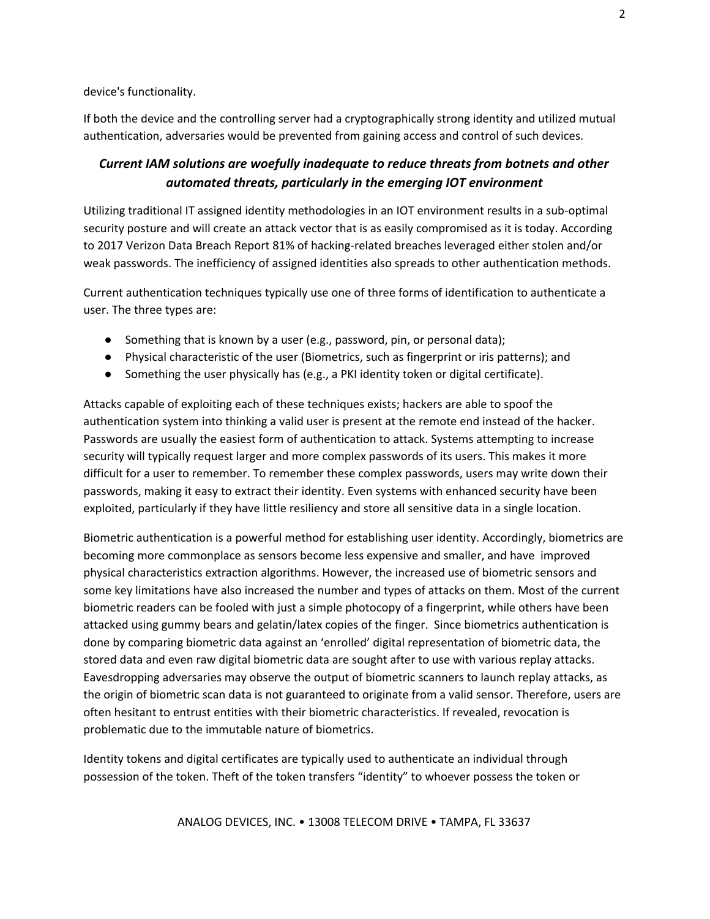device's functionality.

If both the device and the controlling server had a cryptographically strong identity and utilized mutual authentication, adversaries would be prevented from gaining access and control of such devices.

### *Current IAM solutions are woefully inadequate to reduce threats from botnets and other automated threats, particularly in the emerging IOT environment*

Utilizing traditional IT assigned identity methodologies in an IOT environment results in a sub-optimal security posture and will create an attack vector that is as easily compromised as it is today. According to 2017 Verizon Data Breach Report 81% of hacking-related breaches leveraged either stolen and/or weak passwords. The inefficiency of assigned identities also spreads to other authentication methods.

Current authentication techniques typically use one of three forms of identification to authenticate a user. The three types are:

- Something that is known by a user (e.g., password, pin, or personal data);
- Physical characteristic of the user (Biometrics, such as fingerprint or iris patterns); and
- Something the user physically has (e.g., a PKI identity token or digital certificate).

Attacks capable of exploiting each of these techniques exists; hackers are able to spoof the authentication system into thinking a valid user is present at the remote end instead of the hacker. Passwords are usually the easiest form of authentication to attack. Systems attempting to increase security will typically request larger and more complex passwords of its users. This makes it more difficult for a user to remember. To remember these complex passwords, users may write down their passwords, making it easy to extract their identity. Even systems with enhanced security have been exploited, particularly if they have little resiliency and store all sensitive data in a single location.

Biometric authentication is a powerful method for establishing user identity. Accordingly, biometrics are becoming more commonplace as sensors become less expensive and smaller, and have improved physical characteristics extraction algorithms. However, the increased use of biometric sensors and some key limitations have also increased the number and types of attacks on them. Most of the current biometric readers can be fooled with just a simple photocopy of a fingerprint, while others have been attacked using gummy bears and gelatin/latex copies of the finger. Since biometrics authentication is done by comparing biometric data against an 'enrolled' digital representation of biometric data, the stored data and even raw digital biometric data are sought after to use with various replay attacks. Eavesdropping adversaries may observe the output of biometric scanners to launch replay attacks, as the origin of biometric scan data is not guaranteed to originate from a valid sensor. Therefore, users are often hesitant to entrust entities with their biometric characteristics. If revealed, revocation is problematic due to the immutable nature of biometrics.

Identity tokens and digital certificates are typically used to authenticate an individual through possession of the token. Theft of the token transfers "identity" to whoever possess the token or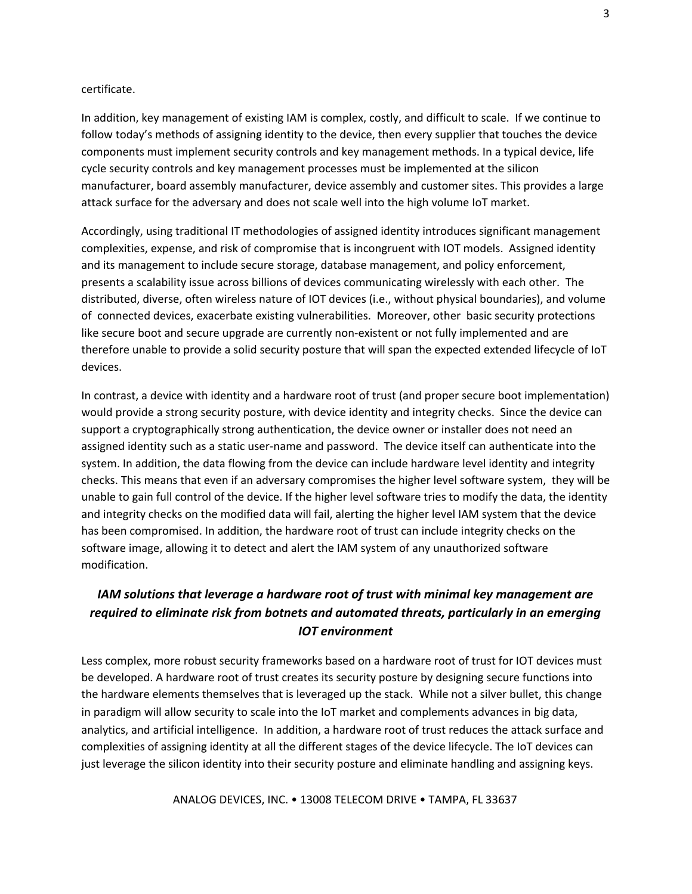certificate.

In addition, key management of existing IAM is complex, costly, and difficult to scale. If we continue to follow today's methods of assigning identity to the device, then every supplier that touches the device components must implement security controls and key management methods. In a typical device, life cycle security controls and key management processes must be implemented at the silicon manufacturer, board assembly manufacturer, device assembly and customer sites. This provides a large attack surface for the adversary and does not scale well into the high volume IoT market.

Accordingly, using traditional IT methodologies of assigned identity introduces significant management complexities, expense, and risk of compromise that is incongruent with IOT models. Assigned identity and its management to include secure storage, database management, and policy enforcement, presents a scalability issue across billions of devices communicating wirelessly with each other. The distributed, diverse, often wireless nature of IOT devices (i.e., without physical boundaries), and volume of connected devices, exacerbate existing vulnerabilities. Moreover, other basic security protections like secure boot and secure upgrade are currently non-existent or not fully implemented and are therefore unable to provide a solid security posture that will span the expected extended lifecycle of IoT devices.

In contrast, a device with identity and a hardware root of trust (and proper secure boot implementation) would provide a strong security posture, with device identity and integrity checks. Since the device can support a cryptographically strong authentication, the device owner or installer does not need an assigned identity such as a static user-name and password. The device itself can authenticate into the system. In addition, the data flowing from the device can include hardware level identity and integrity checks. This means that even if an adversary compromises the higher level software system, they will be unable to gain full control of the device. If the higher level software tries to modify the data, the identity and integrity checks on the modified data will fail, alerting the higher level IAM system that the device has been compromised. In addition, the hardware root of trust can include integrity checks on the software image, allowing it to detect and alert the IAM system of any unauthorized software modification.

## *IAM solutions that leverage a hardware root of trust with minimal key management are required to eliminate risk from botnets and automated threats, particularly in an emerging IOT environment*

Less complex, more robust security frameworks based on a hardware root of trust for IOT devices must be developed. A hardware root of trust creates its security posture by designing secure functions into the hardware elements themselves that is leveraged up the stack. While not a silver bullet, this change in paradigm will allow security to scale into the IoT market and complements advances in big data, analytics, and artificial intelligence. In addition, a hardware root of trust reduces the attack surface and complexities of assigning identity at all the different stages of the device lifecycle. The IoT devices can just leverage the silicon identity into their security posture and eliminate handling and assigning keys.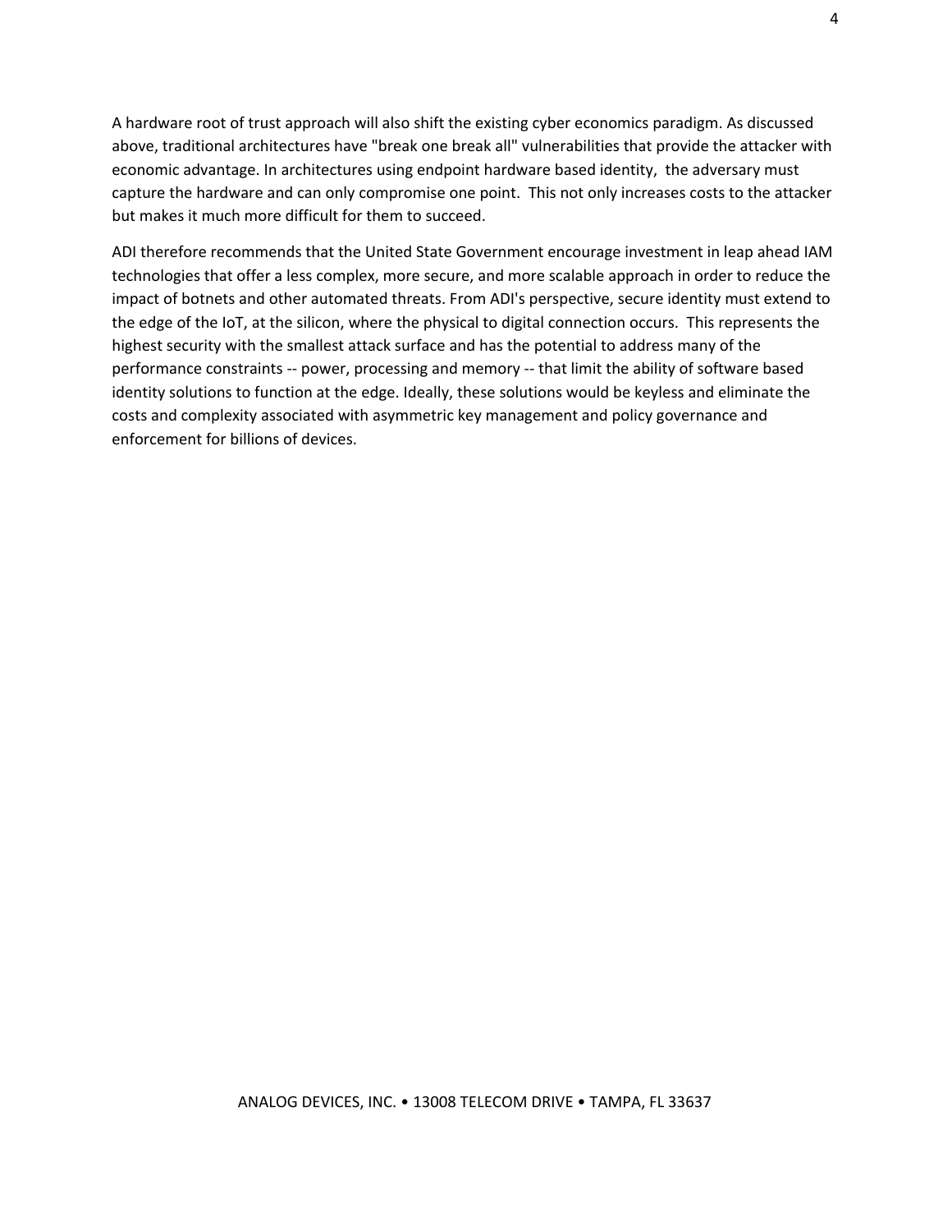A hardware root of trust approach will also shift the existing cyber economics paradigm. As discussed above, traditional architectures have "break one break all" vulnerabilities that provide the attacker with economic advantage. In architectures using endpoint hardware based identity, the adversary must capture the hardware and can only compromise one point. This not only increases costs to the attacker but makes it much more difficult for them to succeed.

ADI therefore recommends that the United State Government encourage investment in leap ahead IAM technologies that offer a less complex, more secure, and more scalable approach in order to reduce the impact of botnets and other automated threats. From ADI's perspective, secure identity must extend to the edge of the IoT, at the silicon, where the physical to digital connection occurs. This represents the highest security with the smallest attack surface and has the potential to address many of the performance constraints -- power, processing and memory -- that limit the ability of software based identity solutions to function at the edge. Ideally, these solutions would be keyless and eliminate the costs and complexity associated with asymmetric key management and policy governance and enforcement for billions of devices.